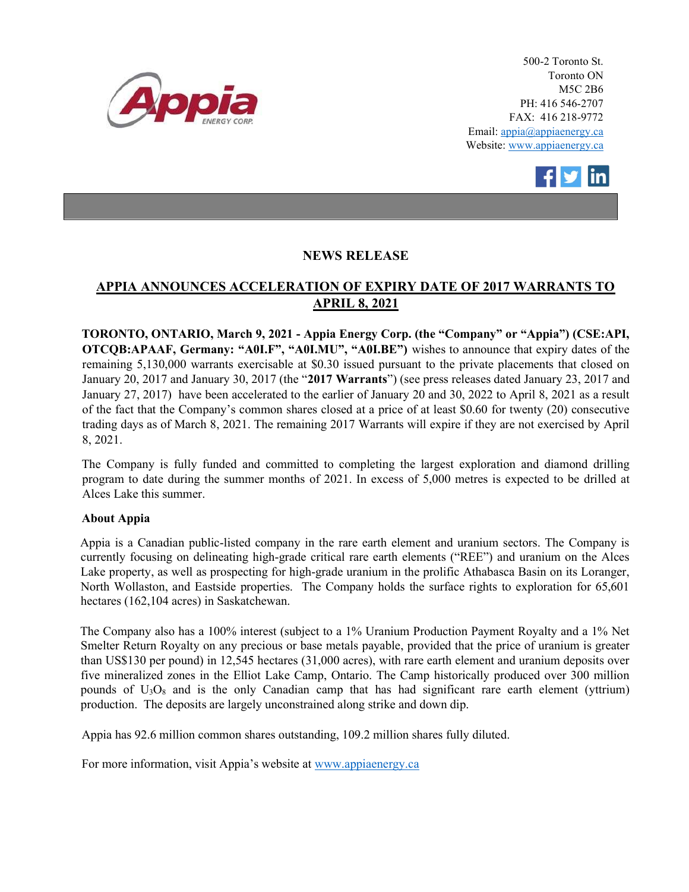500-2 Toronto St.
Toronto ON
M5C 2B6
PH: 416 546-2707
FAX: 416 218-9772
Email: appia@appiaenergy.ca
Website: www.appiaenergy.ca

## NEWS RELEASE

## APPIA ANNOUNCES ACCELERATION OF EXPIRY DATE OF 2017 WARRANTS TO APRIL 8, 2021

**TORONTO, ONTARIO, March 9, 2021 - Appia Energy Corp. (the "Company" or "Appia") (CSE:API, OTCQB:APAAF, Germany: "A0I.F", "A0I.MU", "A0I.BE")** wishes to announce that expiry dates of the remaining 5,130,000 warrants exercisable at $0.30 issued pursuant to the private placements that closed on January 20, 2017 and January 30, 2017 (the "**2017 Warrants**") (see press releases dated January 23, 2017 and January 27, 2017) have been accelerated to the earlier of January 20 and 30, 2022 to April 8, 2021 as a result of the fact that the Company's common shares closed at a price of at least $0.60 for twenty (20) consecutive trading days as of March 8, 2021. The remaining 2017 Warrants will expire if they are not exercised by April 8, 2021.

The Company is fully funded and committed to completing the largest exploration and diamond drilling program to date during the summer months of 2021. In excess of 5,000 metres is expected to be drilled at Alces Lake this summer.

**About Appia**

Appia is a Canadian public-listed company in the rare earth element and uranium sectors. The Company is currently focusing on delineating high-grade critical rare earth elements ("REE") and uranium on the Alces Lake property, as well as prospecting for high-grade uranium in the prolific Athabasca Basin on its Loranger, North Wollaston, and Eastside properties. The Company holds the surface rights to exploration for 65,601 hectares (162,104 acres) in Saskatchewan.

The Company also has a 100% interest (subject to a 1% Uranium Production Payment Royalty and a 1% Net Smelter Return Royalty on any precious or base metals payable, provided that the price of uranium is greater than US$130 per pound) in 12,545 hectares (31,000 acres), with rare earth element and uranium deposits over five mineralized zones in the Elliot Lake Camp, Ontario. The Camp historically produced over 300 million pounds of $U_3O_8$ and is the only Canadian camp that has had significant rare earth element (yttrium) production. The deposits are largely unconstrained along strike and down dip.

Appia has 92.6 million common shares outstanding, 109.2 million shares fully diluted.

For more information, visit Appia's website at www.appiaenergy.ca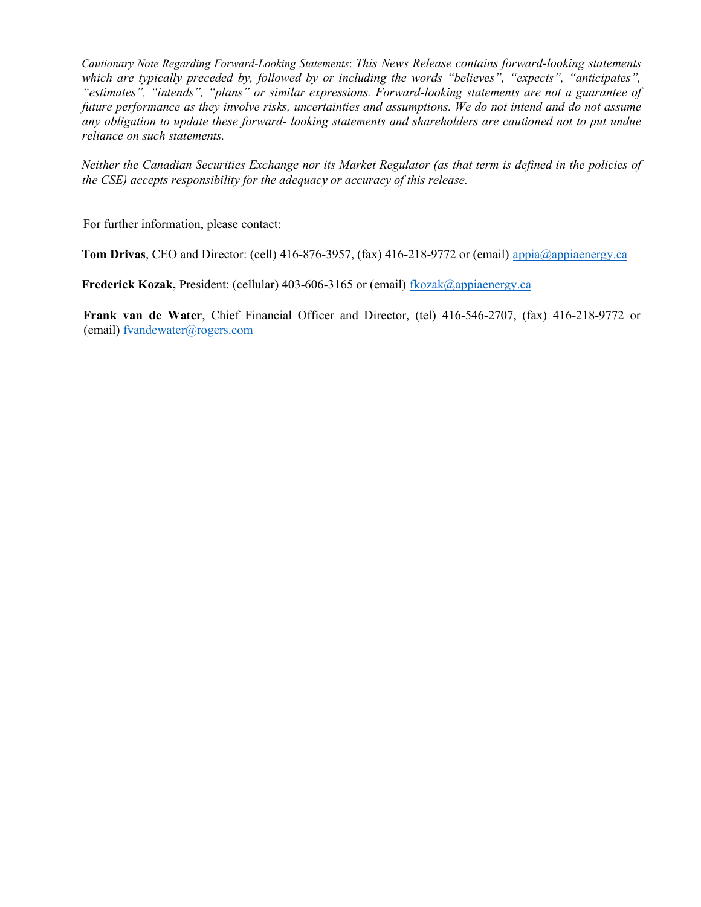*Cautionary Note Regarding Forward-Looking Statements: This News Release contains forward-looking statements which are typically preceded by, followed by or including the words "believes", "expects", "anticipates", "estimates", "intends", "plans" or similar expressions. Forward-looking statements are not a guarantee of future performance as they involve risks, uncertainties and assumptions. We do not intend and do not assume any obligation to update these forward- looking statements and shareholders are cautioned not to put undue reliance on such statements.*

*Neither the Canadian Securities Exchange nor its Market Regulator (as that term is defined in the policies of the CSE) accepts responsibility for the adequacy or accuracy of this release.*

For further information, please contact:

**Tom Drivas**, CEO and Director: (cell) 416-876-3957, (fax) 416-218-9772 or (email) appia@appiaenergy.ca

**Frederick Kozak,** President: (cellular) 403-606-3165 or (email) fkozak@appiaenergy.ca

**Frank van de Water**, Chief Financial Officer and Director, (tel) 416-546-2707, (fax) 416-218-9772 or (email) fvandewater@rogers.com